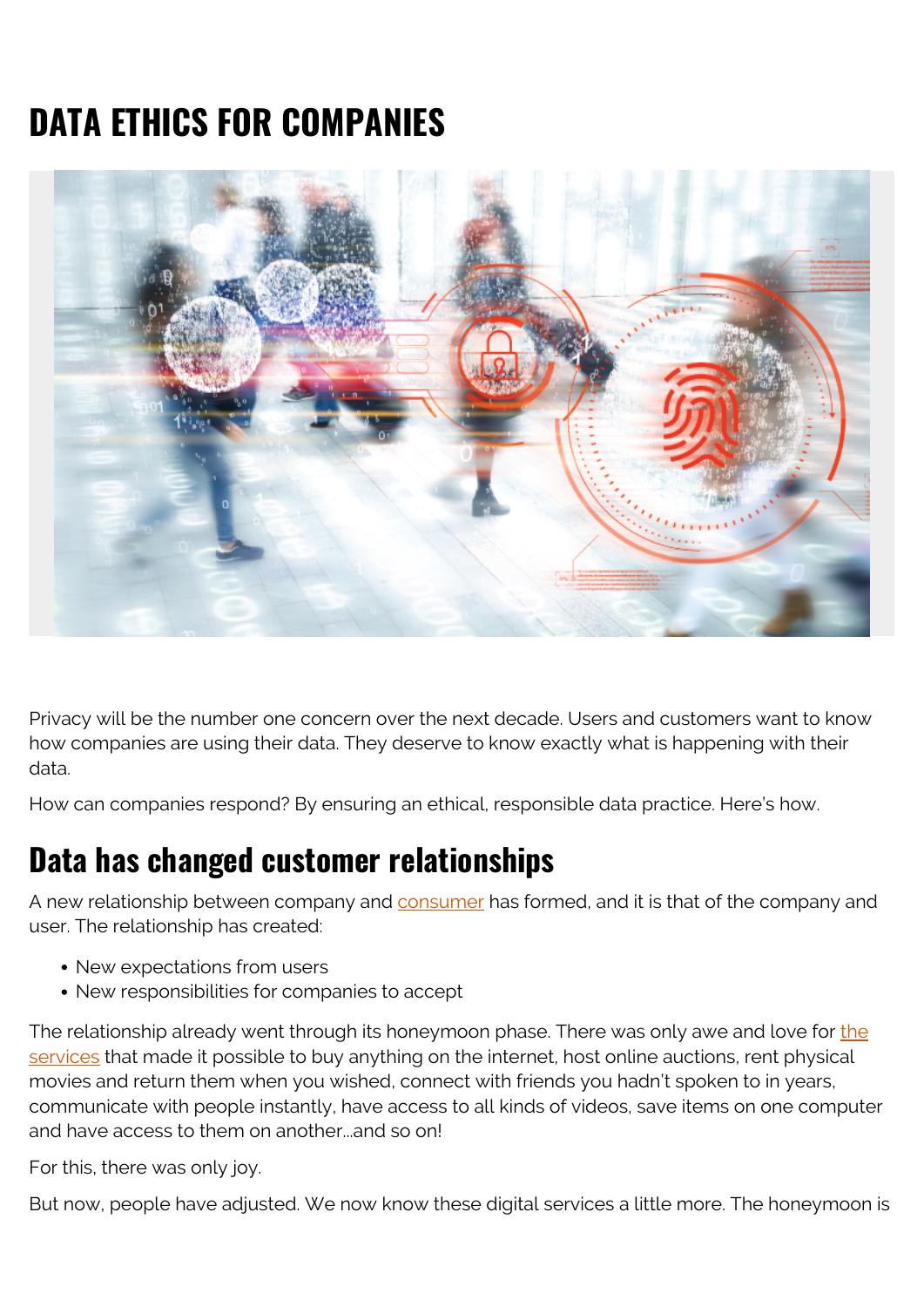# DATA ETHICS FOR COMPANIES

Privacy will be the number one concern over the next decade. Users and customers want to know how companies are using their data. They deserve to know exactly what is happening with their data.

How can companies respond? By ensuring an ethical, responsible data practice. Here's how.

## Data has changed customer relationships

A new relationship between company and consumer has formed, and it is that of the company and user. The relationship has created:

- New expectations from users
- New responsibilities for companies to accept

The relationship already went through its honeymoon phase. There was only awe and love for the services that made it possible to buy anything on the internet, host online auctions, rent physical movies and return them when you wished, connect with friends you hadn't spoken to in years, communicate with people instantly, have access to all kinds of videos, save items on one computer and have access to them on another...and so on!

For this, there was only joy.

But now, people have adjusted. We now know these digital services a little more. The honeymoon is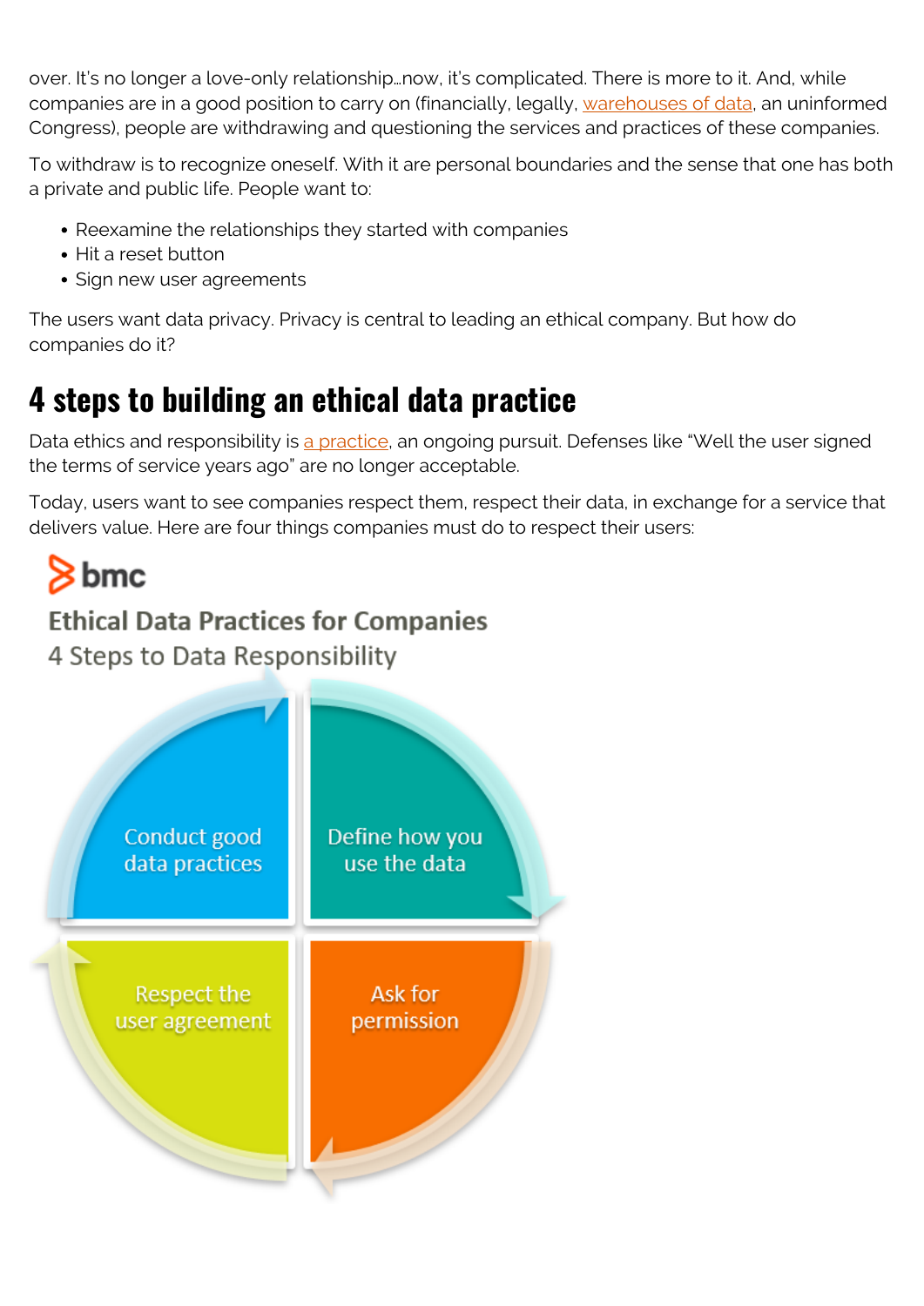over. It's no longer a love-only relationship…now, it's complicated. There is more to it. And, while companies are in a good position to carry on (financially, legally, warehouses of data, an uninformed Congress), people are withdrawing and questioning the services and practices of these companies.

To withdraw is to recognize oneself. With it are personal boundaries and the sense that one has both a private and public life. People want to:

- Reexamine the relationships they started with companies
- Hit a reset button
- Sign new user agreements

The users want data privacy. Privacy is central to leading an ethical company. But how do companies do it?

## 4 steps to building an ethical data practice

Data ethics and responsibility is a practice, an ongoing pursuit. Defenses like "Well the user signed the terms of service years ago" are no longer acceptable.

Today, users want to see companies respect them, respect their data, in exchange for a service that delivers value. Here are four things companies must do to respect their users:

bmc

Ethical Data Practices for Companies

4 Steps to Data Responsibility

Conduct good data practices

Define how you use the data

Respect the user agreement

Ask for permission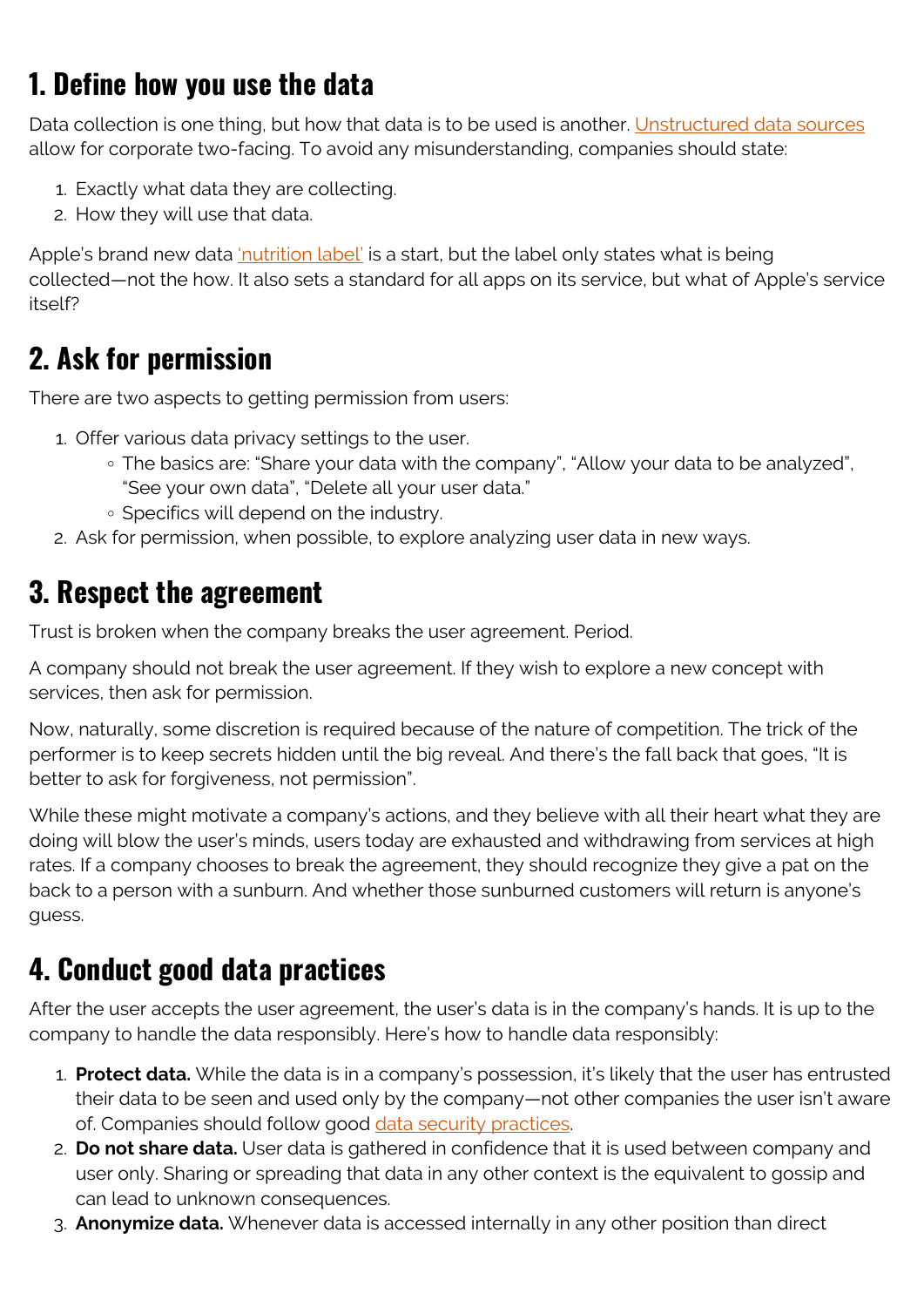## 1. Define how you use the data

Data collection is one thing, but how that data is to be used is another. Unstructured data sources allow for corporate two-facing. To avoid any misunderstanding, companies should state:

1. Exactly what data they are collecting.
2. How they will use that data.

Apple's brand new data 'nutrition label' is a start, but the label only states what is being collected—not the how. It also sets a standard for all apps on its service, but what of Apple's service itself?

## 2. Ask for permission

There are two aspects to getting permission from users:

1. Offer various data privacy settings to the user.
   - The basics are: "Share your data with the company", "Allow your data to be analyzed", "See your own data", "Delete all your user data."
   - Specifics will depend on the industry.
2. Ask for permission, when possible, to explore analyzing user data in new ways.

## 3. Respect the agreement

Trust is broken when the company breaks the user agreement. Period.

A company should not break the user agreement. If they wish to explore a new concept with services, then ask for permission.

Now, naturally, some discretion is required because of the nature of competition. The trick of the performer is to keep secrets hidden until the big reveal. And there's the fall back that goes, "It is better to ask for forgiveness, not permission".

While these might motivate a company's actions, and they believe with all their heart what they are doing will blow the user's minds, users today are exhausted and withdrawing from services at high rates. If a company chooses to break the agreement, they should recognize they give a pat on the back to a person with a sunburn. And whether those sunburned customers will return is anyone's guess.

## 4. Conduct good data practices

After the user accepts the user agreement, the user's data is in the company's hands. It is up to the company to handle the data responsibly. Here's how to handle data responsibly:

1. **Protect data.** While the data is in a company's possession, it's likely that the user has entrusted their data to be seen and used only by the company—not other companies the user isn't aware of. Companies should follow good data security practices.
2. **Do not share data.** User data is gathered in confidence that it is used between company and user only. Sharing or spreading that data in any other context is the equivalent to gossip and can lead to unknown consequences.
3. **Anonymize data.** Whenever data is accessed internally in any other position than direct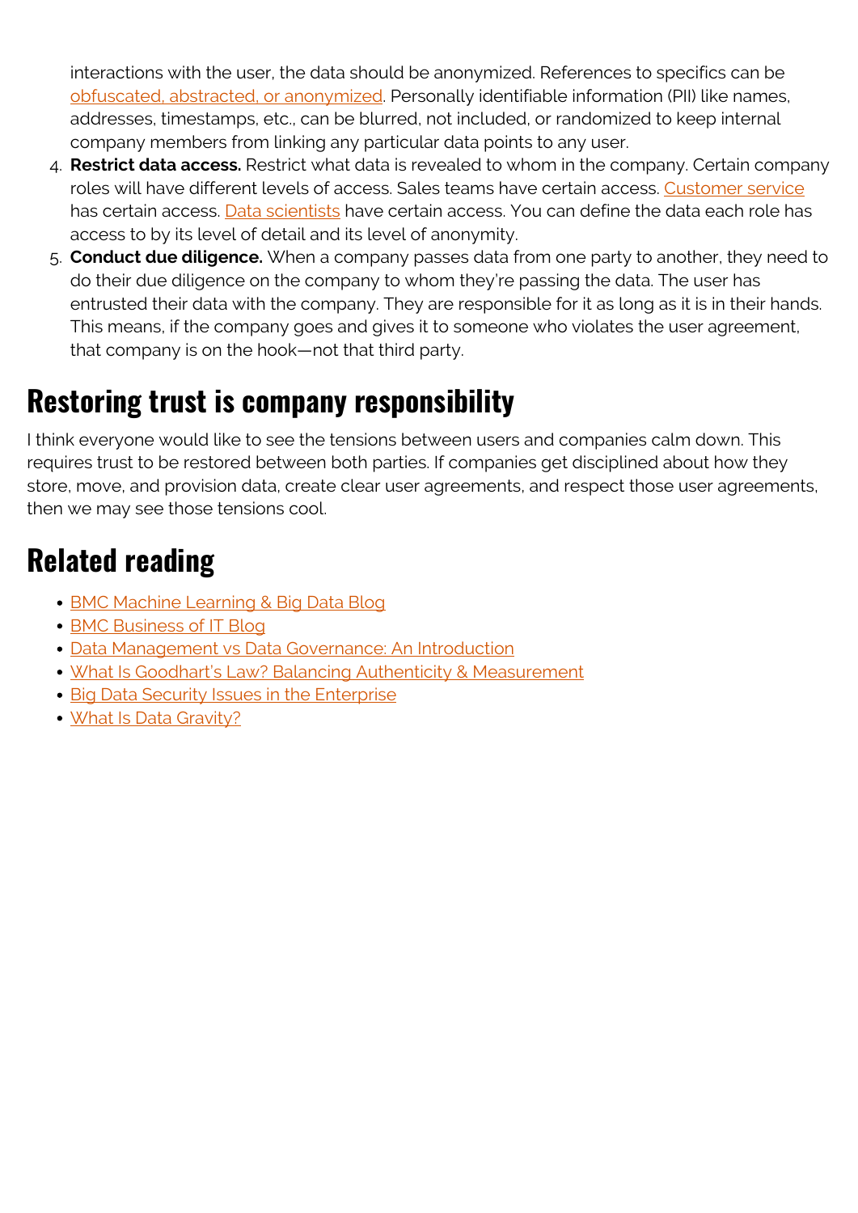interactions with the user, the data should be anonymized. References to specifics can be obfuscated, abstracted, or anonymized. Personally identifiable information (PII) like names, addresses, timestamps, etc., can be blurred, not included, or randomized to keep internal company members from linking any particular data points to any user.

4. **Restrict data access.** Restrict what data is revealed to whom in the company. Certain company roles will have different levels of access. Sales teams have certain access. Customer service has certain access. Data scientists have certain access. You can define the data each role has access to by its level of detail and its level of anonymity.
5. **Conduct due diligence.** When a company passes data from one party to another, they need to do their due diligence on the company to whom they're passing the data. The user has entrusted their data with the company. They are responsible for it as long as it is in their hands. This means, if the company goes and gives it to someone who violates the user agreement, that company is on the hook—not that third party.

## Restoring trust is company responsibility

I think everyone would like to see the tensions between users and companies calm down. This requires trust to be restored between both parties. If companies get disciplined about how they store, move, and provision data, create clear user agreements, and respect those user agreements, then we may see those tensions cool.

## Related reading

- BMC Machine Learning & Big Data Blog
- BMC Business of IT Blog
- Data Management vs Data Governance: An Introduction
- What Is Goodhart's Law? Balancing Authenticity & Measurement
- Big Data Security Issues in the Enterprise
- What Is Data Gravity?